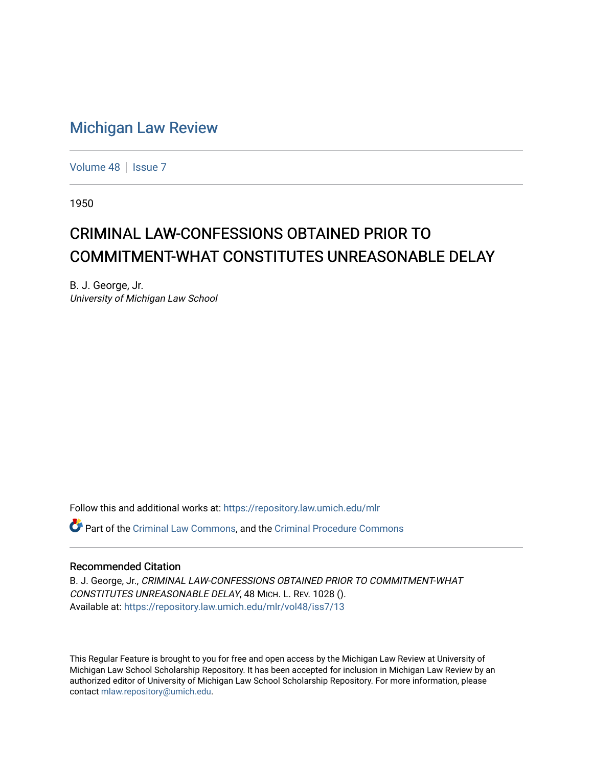# Michigan Law Review

Volume 48 | Issue 7

1950

## CRIMINAL LAW-CONFESSIONS OBTAINED PRIOR TO COMMITMENT-WHAT CONSTITUTES UNREASONABLE DELAY

B. J. George, Jr.
*University of Michigan Law School*

Follow this and additional works at: https://repository.law.umich.edu/mlr

Part of the Criminal Law Commons, and the Criminal Procedure Commons

### Recommended Citation

B. J. George, Jr., *CRIMINAL LAW-CONFESSIONS OBTAINED PRIOR TO COMMITMENT-WHAT CONSTITUTES UNREASONABLE DELAY*, 48 MICH. L. REV. 1028 ().
Available at: https://repository.law.umich.edu/mlr/vol48/iss7/13

This Regular Feature is brought to you for free and open access by the Michigan Law Review at University of Michigan Law School Scholarship Repository. It has been accepted for inclusion in Michigan Law Review by an authorized editor of University of Michigan Law School Scholarship Repository. For more information, please contact mlaw.repository@umich.edu.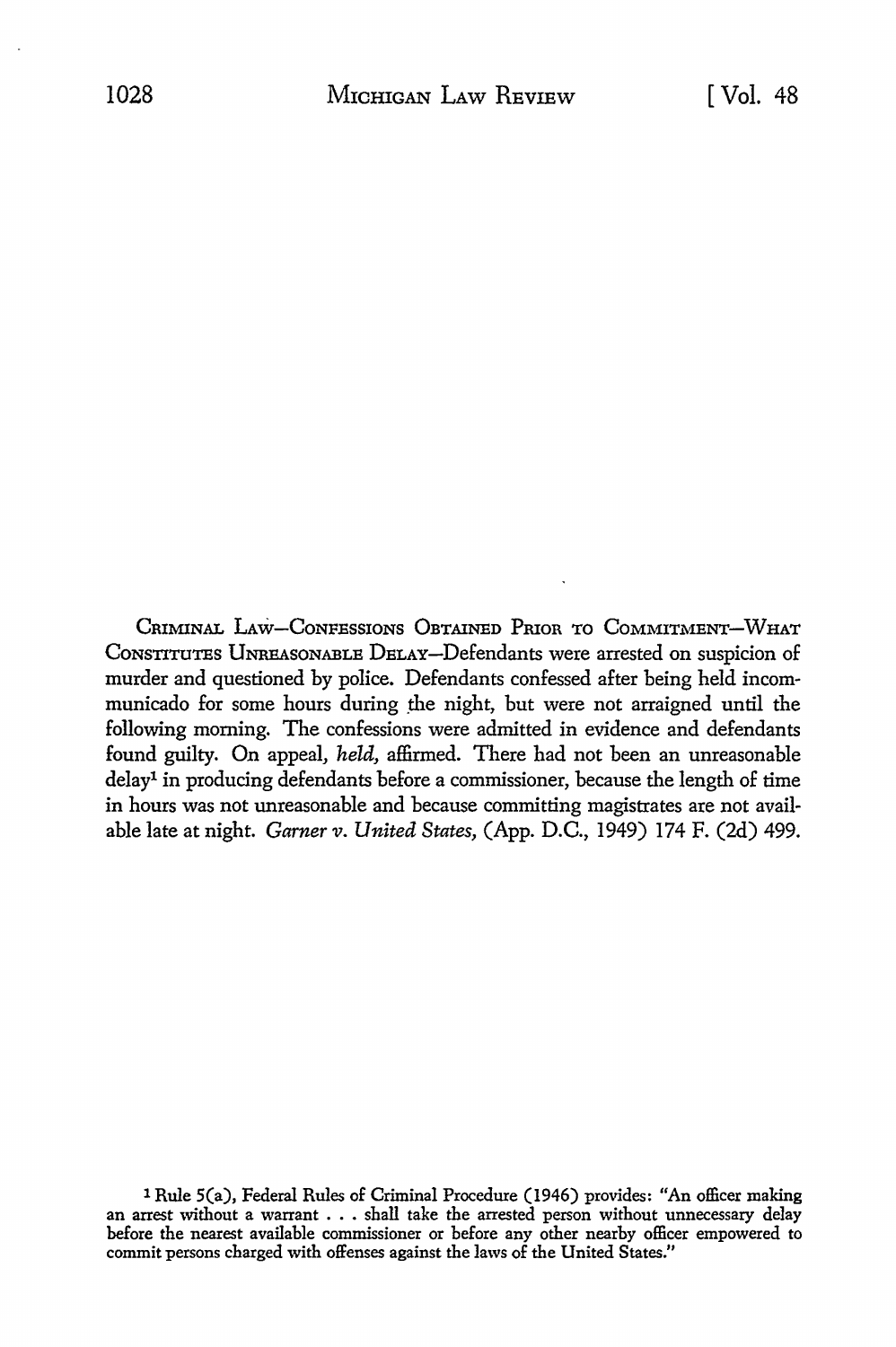CRIMINAL LAW—CONFESSIONS OBTAINED PRIOR TO COMMITMENT—WHAT CONSTITUTES UNREASONABLE DELAY—Defendants were arrested on suspicion of murder and questioned by police. Defendants confessed after being held incommunicado for some hours during the night, but were not arraigned until the following morning. The confessions were admitted in evidence and defendants found guilty. On appeal, *held*, affirmed. There had not been an unreasonable delay[1] in producing defendants before a commissioner, because the length of time in hours was not unreasonable and because committing magistrates are not available late at night. *Garner v. United States*, (App. D.C., 1949) 174 F. (2d) 499.

[1] Rule 5(a), Federal Rules of Criminal Procedure (1946) provides: "An officer making an arrest without a warrant . . . shall take the arrested person without unnecessary delay before the nearest available commissioner or before any other nearby officer empowered to commit persons charged with offenses against the laws of the United States."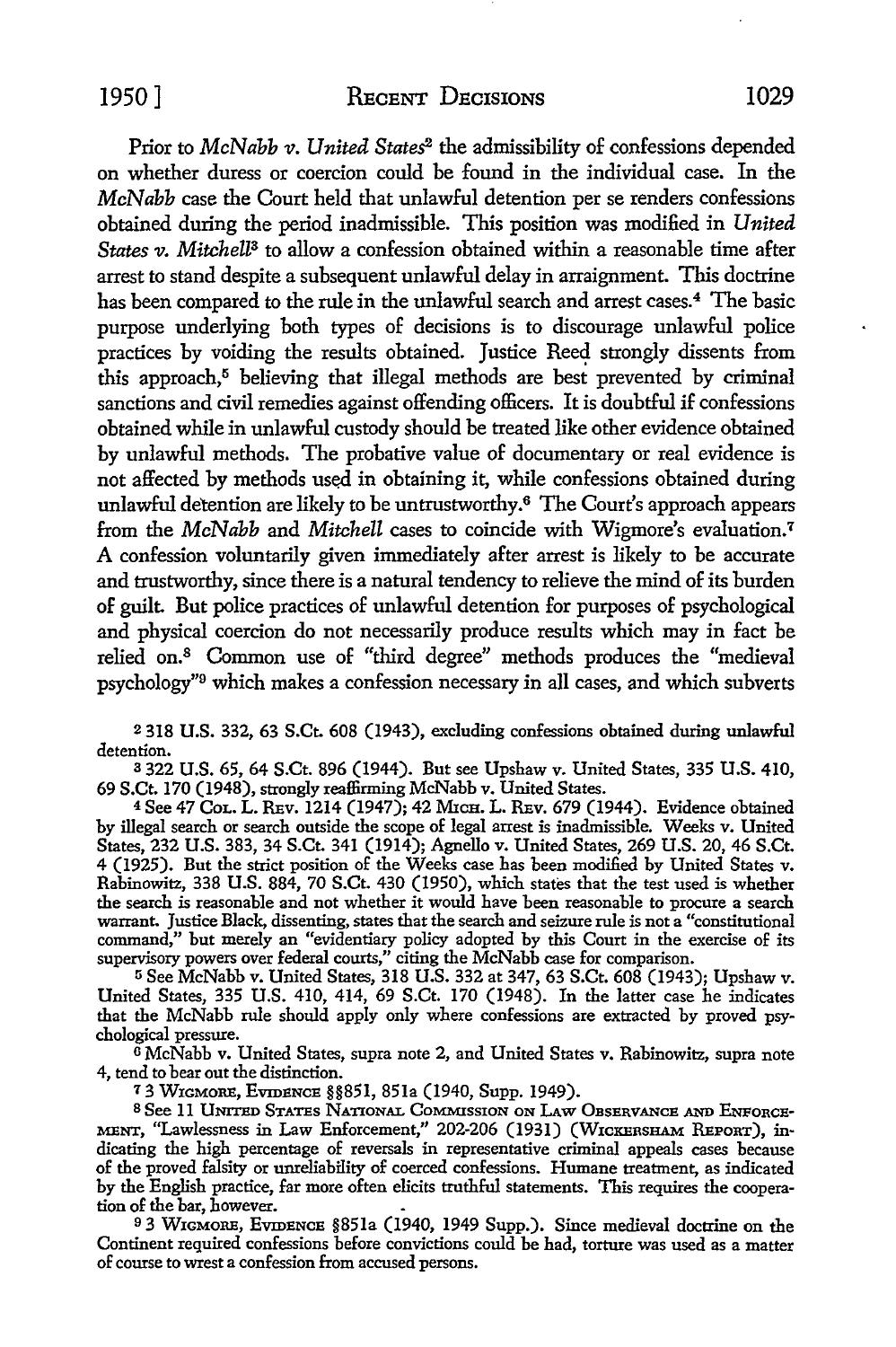Prior to *McNabb v. United States*[2] the admissibility of confessions depended on whether duress or coercion could be found in the individual case. In the *McNabb* case the Court held that unlawful detention per se renders confessions obtained during the period inadmissible. This position was modified in *United States v. Mitchell*[3] to allow a confession obtained within a reasonable time after arrest to stand despite a subsequent unlawful delay in arraignment. This doctrine has been compared to the rule in the unlawful search and arrest cases.[4] The basic purpose underlying both types of decisions is to discourage unlawful police practices by voiding the results obtained. Justice Reed strongly dissents from this approach,[5] believing that illegal methods are best prevented by criminal sanctions and civil remedies against offending officers. It is doubtful if confessions obtained while in unlawful custody should be treated like other evidence obtained by unlawful methods. The probative value of documentary or real evidence is not affected by methods used in obtaining it, while confessions obtained during unlawful detention are likely to be untrustworthy.[6] The Court's approach appears from the *McNabb* and *Mitchell* cases to coincide with Wigmore's evaluation.[7] A confession voluntarily given immediately after arrest is likely to be accurate and trustworthy, since there is a natural tendency to relieve the mind of its burden of guilt. But police practices of unlawful detention for purposes of psychological and physical coercion do not necessarily produce results which may in fact be relied on.[8] Common use of "third degree" methods produces the "medieval psychology"[9] which makes a confession necessary in all cases, and which subverts

[2] 318 U.S. 332, 63 S.Ct. 608 (1943), excluding confessions obtained during unlawful detention.

[3] 322 U.S. 65, 64 S.Ct. 896 (1944). But see Upshaw v. United States, 335 U.S. 410, 69 S.Ct. 170 (1948), strongly reaffirming McNabb v. United States.

[4] See 47 Col. L. Rev. 1214 (1947); 42 Mich. L. Rev. 679 (1944). Evidence obtained by illegal search or search outside the scope of legal arrest is inadmissible. Weeks v. United States, 232 U.S. 383, 34 S.Ct. 341 (1914); Agnello v. United States, 269 U.S. 20, 46 S.Ct. 4 (1925). But the strict position of the Weeks case has been modified by United States v. Rabinowitz, 338 U.S. 884, 70 S.Ct. 430 (1950), which states that the test used is whether the search is reasonable and not whether it would have been reasonable to procure a search warrant. Justice Black, dissenting, states that the search and seizure rule is not a "constitutional command," but merely an "evidentiary policy adopted by this Court in the exercise of its supervisory powers over federal courts," citing the McNabb case for comparison.

[5] See McNabb v. United States, 318 U.S. 332 at 347, 63 S.Ct. 608 (1943); Upshaw v. United States, 335 U.S. 410, 414, 69 S.Ct. 170 (1948). In the latter case he indicates that the McNabb rule should apply only where confessions are extracted by proved psychological pressure.

[6] McNabb v. United States, supra note 2, and United States v. Rabinowitz, supra note 4, tend to bear out the distinction.

[7] 3 Wigmore, Evidence §§851, 851a (1940, Supp. 1949).

[8] See 11 United States National Commission on Law Observance and Enforcement, "Lawlessness in Law Enforcement," 202-206 (1931) (Wickersham Report), indicating the high percentage of reversals in representative criminal appeals cases because of the proved falsity or unreliability of coerced confessions. Humane treatment, as indicated by the English practice, far more often elicits truthful statements. This requires the cooperation of the bar, however.

[9] 3 Wigmore, Evidence §851a (1940, 1949 Supp.). Since medieval doctrine on the Continent required confessions before convictions could be had, torture was used as a matter of course to wrest a confession from accused persons.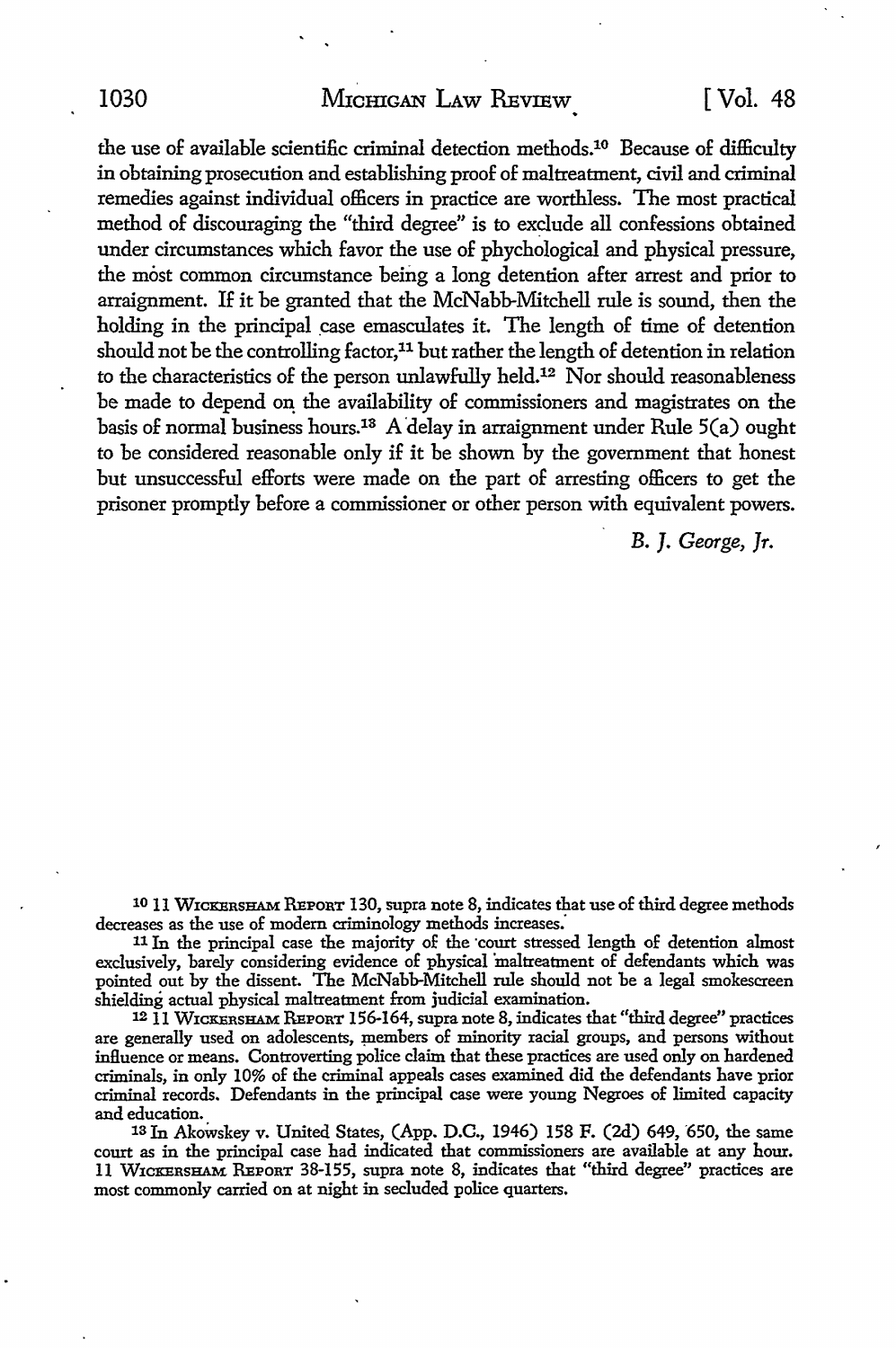the use of available scientific criminal detection methods.[10] Because of difficulty in obtaining prosecution and establishing proof of maltreatment, civil and criminal remedies against individual officers in practice are worthless. The most practical method of discouraging the "third degree" is to exclude all confessions obtained under circumstances which favor the use of phychological and physical pressure, the most common circumstance being a long detention after arrest and prior to arraignment. If it be granted that the McNabb-Mitchell rule is sound, then the holding in the principal case emasculates it. The length of time of detention should not be the controlling factor,[11] but rather the length of detention in relation to the characteristics of the person unlawfully held.[12] Nor should reasonableness be made to depend on the availability of commissioners and magistrates on the basis of normal business hours.[13] A delay in arraignment under Rule 5(a) ought to be considered reasonable only if it be shown by the government that honest but unsuccessful efforts were made on the part of arresting officers to get the prisoner promptly before a commissioner or other person with equivalent powers.

*B. J. George, Jr.*

---

[10] 11 WICKERSHAM REPORT 130, supra note 8, indicates that use of third degree methods decreases as the use of modern criminology methods increases.

[11] In the principal case the majority of the court stressed length of detention almost exclusively, barely considering evidence of physical maltreatment of defendants which was pointed out by the dissent. The McNabb-Mitchell rule should not be a legal smokescreen shielding actual physical maltreatment from judicial examination.

[12] 11 WICKERSHAM REPORT 156-164, supra note 8, indicates that "third degree" practices are generally used on adolescents, members of minority racial groups, and persons without influence or means. Controverting police claim that these practices are used only on hardened criminals, in only 10% of the criminal appeals cases examined did the defendants have prior criminal records. Defendants in the principal case were young Negroes of limited capacity and education.

[13] In Akowskey v. United States, (App. D.C., 1946) 158 F. (2d) 649, 650, the same court as in the principal case had indicated that commissioners are available at any hour. 11 WICKERSHAM REPORT 38-155, supra note 8, indicates that "third degree" practices are most commonly carried on at night in secluded police quarters.